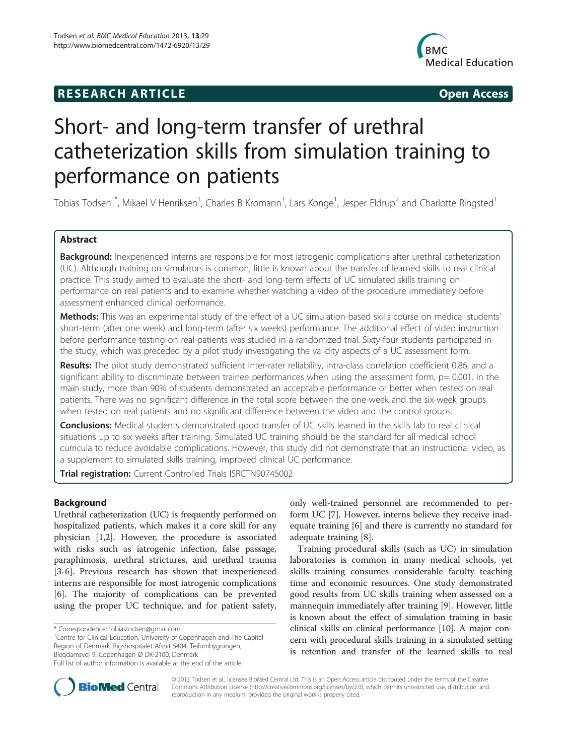RESEARCH ARTICLE **Open Access**

# Short- and long-term transfer of urethral catheterization skills from simulation training to performance on patients

Tobias Todsen[1*], Mikael V Henriksen[1], Charles B Kromann[1], Lars Konge[1], Jesper Eldrup[2] and Charlotte Ringsted[1]

## Abstract

**Background:** Inexperienced interns are responsible for most iatrogenic complications after urethral catheterization (UC). Although training on simulators is common, little is known about the transfer of learned skills to real clinical practice. This study aimed to evaluate the short- and long-term effects of UC simulated skills training on performance on real patients and to examine whether watching a video of the procedure immediately before assessment enhanced clinical performance.

**Methods:** This was an experimental study of the effect of a UC simulation-based skills course on medical students' short-term (after one week) and long-term (after six weeks) performance. The additional effect of video instruction before performance testing on real patients was studied in a randomized trial. Sixty-four students participated in the study, which was preceded by a pilot study investigating the validity aspects of a UC assessment form.

**Results:** The pilot study demonstrated sufficient inter-rater reliability, intra-class correlation coefficient 0.86, and a significant ability to discriminate between trainee performances when using the assessment form, p= 0.001. In the main study, more than 90% of students demonstrated an acceptable performance or better when tested on real patients. There was no significant difference in the total score between the one-week and the six-week groups when tested on real patients and no significant difference between the video and the control groups.

**Conclusions:** Medical students demonstrated good transfer of UC skills learned in the skills lab to real clinical situations up to six weeks after training. Simulated UC training should be the standard for all medical school curricula to reduce avoidable complications. However, this study did not demonstrate that an instructional video, as a supplement to simulated skills training, improved clinical UC performance.

**Trial registration:** Current Controlled Trials ISRCTN90745002

## Background

Urethral catheterization (UC) is frequently performed on hospitalized patients, which makes it a core skill for any physician [1,2]. However, the procedure is associated with risks such as iatrogenic infection, false passage, paraphimosis, urethral strictures, and urethral trauma [3-6]. Previous research has shown that inexperienced interns are responsible for most iatrogenic complications [6]. The majority of complications can be prevented using the proper UC technique, and for patient safety, only well-trained personnel are recommended to perform UC [7]. However, interns believe they receive inadequate training [6] and there is currently no standard for adequate training [8].

Training procedural skills (such as UC) in simulation laboratories is common in many medical schools, yet skills training consumes considerable faculty teaching time and economic resources. One study demonstrated good results from UC skills training when assessed on a mannequin immediately after training [9]. However, little is known about the effect of simulation training in basic clinical skills on clinical performance [10]. A major concern with procedural skills training in a simulated setting is retention and transfer of the learned skills to real

\* Correspondence: tobiastodsen@gmail.com
[1]Centre for Clinical Education, University of Copenhagen and The Capital Region of Denmark, Rigshospitalet Afsnit 5404, Teilumbygningen, Blegdamsvej 9, Copenhagen Ø DK-2100, Denmark
Full list of author information is available at the end of the article

© 2013 Todsen et al.; licensee BioMed Central Ltd. This is an Open Access article distributed under the terms of the Creative Commons Attribution License (http://creativecommons.org/licenses/by/2.0), which permits unrestricted use, distribution, and reproduction in any medium, provided the original work is properly cited.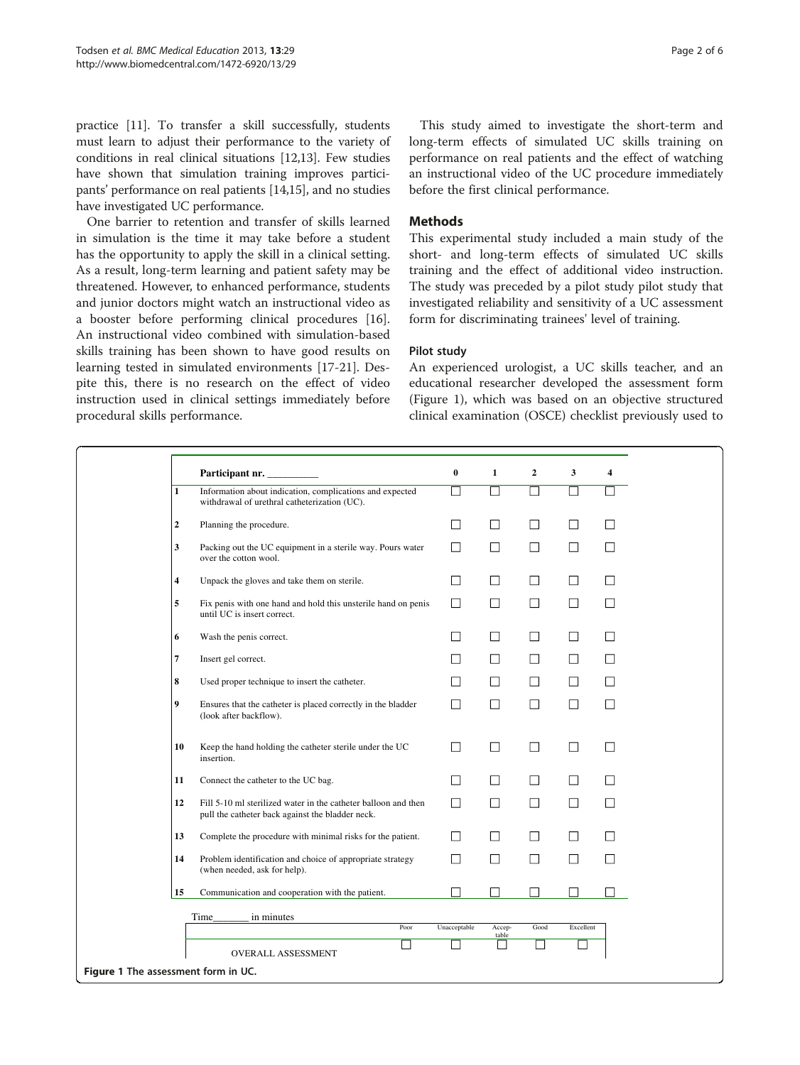practice [11]. To transfer a skill successfully, students must learn to adjust their performance to the variety of conditions in real clinical situations [12,13]. Few studies have shown that simulation training improves participants' performance on real patients [14,15], and no studies have investigated UC performance.

One barrier to retention and transfer of skills learned in simulation is the time it may take before a student has the opportunity to apply the skill in a clinical setting. As a result, long-term learning and patient safety may be threatened. However, to enhanced performance, students and junior doctors might watch an instructional video as a booster before performing clinical procedures [16]. An instructional video combined with simulation-based skills training has been shown to have good results on learning tested in simulated environments [17-21]. Despite this, there is no research on the effect of video instruction used in clinical settings immediately before procedural skills performance.

This study aimed to investigate the short-term and long-term effects of simulated UC skills training on performance on real patients and the effect of watching an instructional video of the UC procedure immediately before the first clinical performance.

## Methods

This experimental study included a main study of the short- and long-term effects of simulated UC skills training and the effect of additional video instruction. The study was preceded by a pilot study pilot study that investigated reliability and sensitivity of a UC assessment form for discriminating trainees' level of training.

### Pilot study

An experienced urologist, a UC skills teacher, and an educational researcher developed the assessment form (Figure 1), which was based on an objective structured clinical examination (OSCE) checklist previously used to

| | Participant nr. __________ | 0 | 1 | 2 | 3 | 4 |
|---|---|---|---|---|---|---|
| 1 | Information about indication, complications and expected withdrawal of urethral catheterization (UC). | ☐ | ☐ | ☐ | ☐ | ☐ |
| 2 | Planning the procedure. | ☐ | ☐ | ☐ | ☐ | ☐ |
| 3 | Packing out the UC equipment in a sterile way. Pours water over the cotton wool. | ☐ | ☐ | ☐ | ☐ | ☐ |
| 4 | Unpack the gloves and take them on sterile. | ☐ | ☐ | ☐ | ☐ | ☐ |
| 5 | Fix penis with one hand and hold this unsterile hand on penis until UC is insert correct. | ☐ | ☐ | ☐ | ☐ | ☐ |
| 6 | Wash the penis correct. | ☐ | ☐ | ☐ | ☐ | ☐ |
| 7 | Insert gel correct. | ☐ | ☐ | ☐ | ☐ | ☐ |
| 8 | Used proper technique to insert the catheter. | ☐ | ☐ | ☐ | ☐ | ☐ |
| 9 | Ensures that the catheter is placed correctly in the bladder (look after backflow). | ☐ | ☐ | ☐ | ☐ | ☐ |
| 10 | Keep the hand holding the catheter sterile under the UC insertion. | ☐ | ☐ | ☐ | ☐ | ☐ |
| 11 | Connect the catheter to the UC bag. | ☐ | ☐ | ☐ | ☐ | ☐ |
| 12 | Fill 5-10 ml sterilized water in the catheter balloon and then pull the catheter back against the bladder neck. | ☐ | ☐ | ☐ | ☐ | ☐ |
| 13 | Complete the procedure with minimal risks for the patient. | ☐ | ☐ | ☐ | ☐ | ☐ |
| 14 | Problem identification and choice of appropriate strategy (when needed, ask for help). | ☐ | ☐ | ☐ | ☐ | ☐ |
| 15 | Communication and cooperation with the patient. | ☐ | ☐ | ☐ | ☐ | ☐ |

Time_______ in minutes

| | Poor | Unacceptable | Acceptable | Good | Excellent |
|---|---|---|---|---|---|
| OVERALL ASSESSMENT | ☐ | ☐ | ☐ | ☐ | ☐ |

**Figure 1 The assessment form in UC.**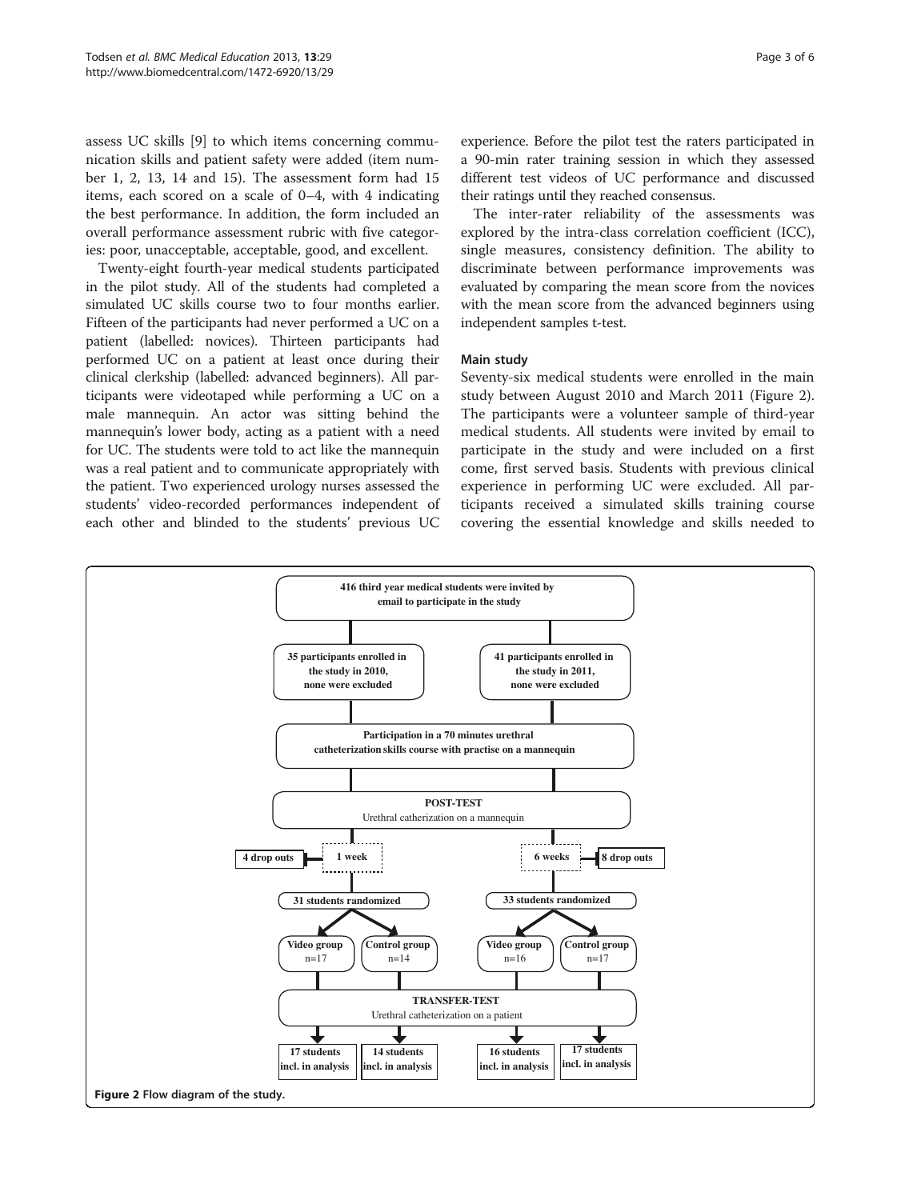assess UC skills [9] to which items concerning communication skills and patient safety were added (item number 1, 2, 13, 14 and 15). The assessment form had 15 items, each scored on a scale of 0–4, with 4 indicating the best performance. In addition, the form included an overall performance assessment rubric with five categories: poor, unacceptable, acceptable, good, and excellent.

Twenty-eight fourth-year medical students participated in the pilot study. All of the students had completed a simulated UC skills course two to four months earlier. Fifteen of the participants had never performed a UC on a patient (labelled: novices). Thirteen participants had performed UC on a patient at least once during their clinical clerkship (labelled: advanced beginners). All participants were videotaped while performing a UC on a male mannequin. An actor was sitting behind the mannequin's lower body, acting as a patient with a need for UC. The students were told to act like the mannequin was a real patient and to communicate appropriately with the patient. Two experienced urology nurses assessed the students' video-recorded performances independent of each other and blinded to the students' previous UC experience. Before the pilot test the raters participated in a 90-min rater training session in which they assessed different test videos of UC performance and discussed their ratings until they reached consensus.

The inter-rater reliability of the assessments was explored by the intra-class correlation coefficient (ICC), single measures, consistency definition. The ability to discriminate between performance improvements was evaluated by comparing the mean score from the novices with the mean score from the advanced beginners using independent samples t-test.

### Main study

Seventy-six medical students were enrolled in the main study between August 2010 and March 2011 (Figure 2). The participants were a volunteer sample of third-year medical students. All students were invited by email to participate in the study and were included on a first come, first served basis. Students with previous clinical experience in performing UC were excluded. All participants received a simulated skills training course covering the essential knowledge and skills needed to

- 416 third year medical students were invited by email to participate in the study
  - 35 participants enrolled in the study in 2010, none were excluded
  - 41 participants enrolled in the study in 2011, none were excluded
- Participation in a 70 minutes urethral catheterization skills course with practise on a mannequin
- POST-TEST: Urethral catheterization on a mannequin
  - 1 week (4 drop outs) → 31 students randomized → Video group n=17; Control group n=14
  - 6 weeks (8 drop outs) → 33 students randomized → Video group n=16; Control group n=17
- TRANSFER-TEST: Urethral catheterization on a patient
  - 17 students incl. in analysis; 14 students incl. in analysis; 16 students incl. in analysis; 17 students incl. in analysis

**Figure 2** Flow diagram of the study.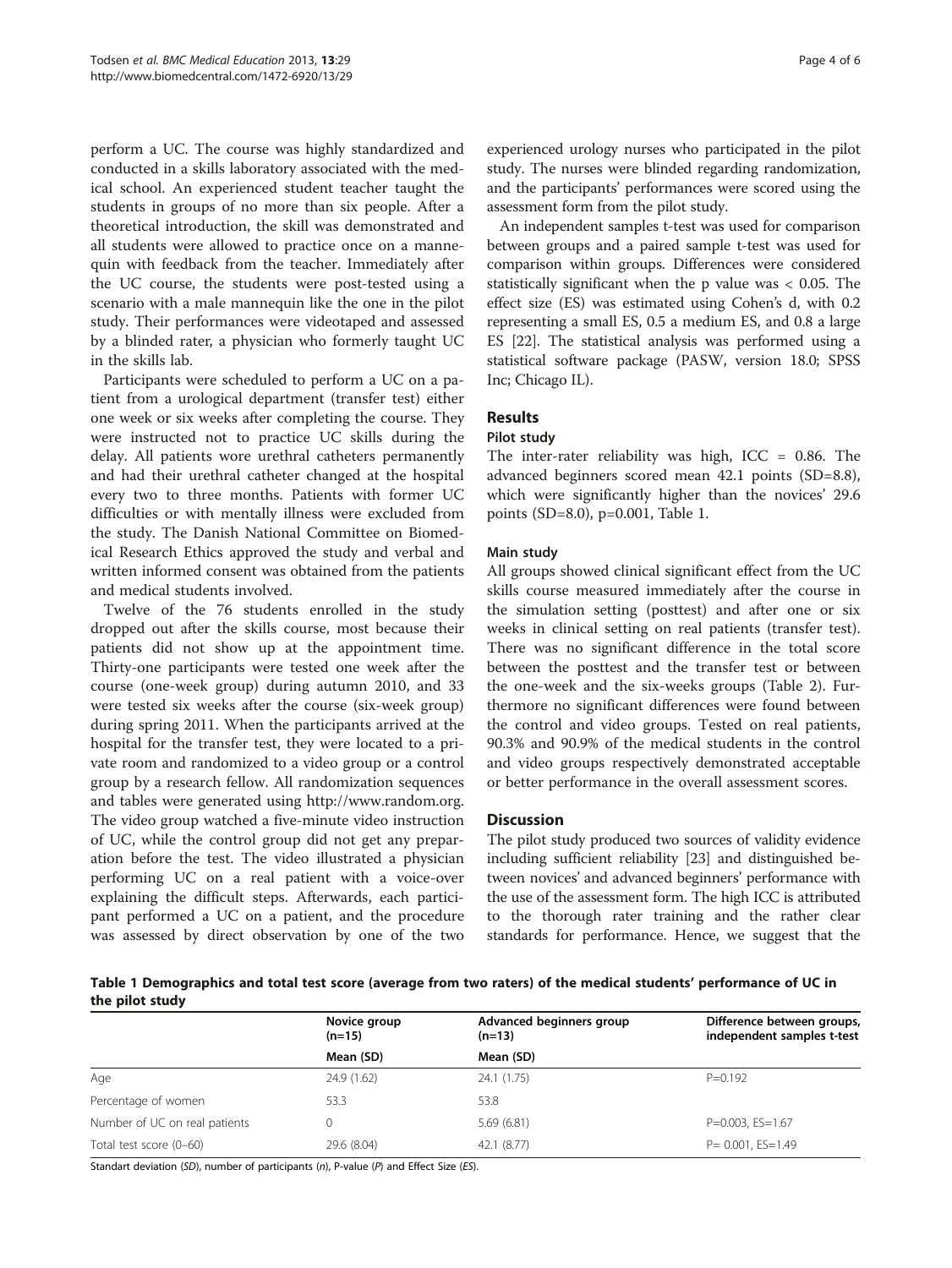perform a UC. The course was highly standardized and conducted in a skills laboratory associated with the medical school. An experienced student teacher taught the students in groups of no more than six people. After a theoretical introduction, the skill was demonstrated and all students were allowed to practice once on a mannequin with feedback from the teacher. Immediately after the UC course, the students were post-tested using a scenario with a male mannequin like the one in the pilot study. Their performances were videotaped and assessed by a blinded rater, a physician who formerly taught UC in the skills lab.

Participants were scheduled to perform a UC on a patient from a urological department (transfer test) either one week or six weeks after completing the course. They were instructed not to practice UC skills during the delay. All patients wore urethral catheters permanently and had their urethral catheter changed at the hospital every two to three months. Patients with former UC difficulties or with mentally illness were excluded from the study. The Danish National Committee on Biomedical Research Ethics approved the study and verbal and written informed consent was obtained from the patients and medical students involved.

Twelve of the 76 students enrolled in the study dropped out after the skills course, most because their patients did not show up at the appointment time. Thirty-one participants were tested one week after the course (one-week group) during autumn 2010, and 33 were tested six weeks after the course (six-week group) during spring 2011. When the participants arrived at the hospital for the transfer test, they were located to a private room and randomized to a video group or a control group by a research fellow. All randomization sequences and tables were generated using http://www.random.org. The video group watched a five-minute video instruction of UC, while the control group did not get any preparation before the test. The video illustrated a physician performing UC on a real patient with a voice-over explaining the difficult steps. Afterwards, each participant performed a UC on a patient, and the procedure was assessed by direct observation by one of the two experienced urology nurses who participated in the pilot study. The nurses were blinded regarding randomization, and the participants' performances were scored using the assessment form from the pilot study.

An independent samples t-test was used for comparison between groups and a paired sample t-test was used for comparison within groups. Differences were considered statistically significant when the p value was $< 0.05$. The effect size (ES) was estimated using Cohen's d, with 0.2 representing a small ES, 0.5 a medium ES, and 0.8 a large ES [22]. The statistical analysis was performed using a statistical software package (PASW, version 18.0; SPSS Inc; Chicago IL).

## Results

### Pilot study

The inter-rater reliability was high, ICC = 0.86. The advanced beginners scored mean 42.1 points (SD=8.8), which were significantly higher than the novices' 29.6 points (SD=8.0), p=0.001, Table 1.

### Main study

All groups showed clinical significant effect from the UC skills course measured immediately after the course in the simulation setting (posttest) and after one or six weeks in clinical setting on real patients (transfer test). There was no significant difference in the total score between the posttest and the transfer test or between the one-week and the six-weeks groups (Table 2). Furthermore no significant differences were found between the control and video groups. Tested on real patients, 90.3% and 90.9% of the medical students in the control and video groups respectively demonstrated acceptable or better performance in the overall assessment scores.

## Discussion

The pilot study produced two sources of validity evidence including sufficient reliability [23] and distinguished between novices' and advanced beginners' performance with the use of the assessment form. The high ICC is attributed to the thorough rater training and the rather clear standards for performance. Hence, we suggest that the

**Table 1 Demographics and total test score (average from two raters) of the medical students' performance of UC in the pilot study**

| | Novice group (n=15) | Advanced beginners group (n=13) | Difference between groups, independent samples t-test |
|---|---|---|---|
| | Mean (SD) | Mean (SD) | |
| Age | 24.9 (1.62) | 24.1 (1.75) | P=0.192 |
| Percentage of women | 53.3 | 53.8 | |
| Number of UC on real patients | 0 | 5.69 (6.81) | P=0.003, ES=1.67 |
| Total test score (0–60) | 29.6 (8.04) | 42.1 (8.77) | P= 0.001, ES=1.49 |

Standart deviation (*SD*), number of participants (*n*), P-value (*P*) and Effect Size (*ES*).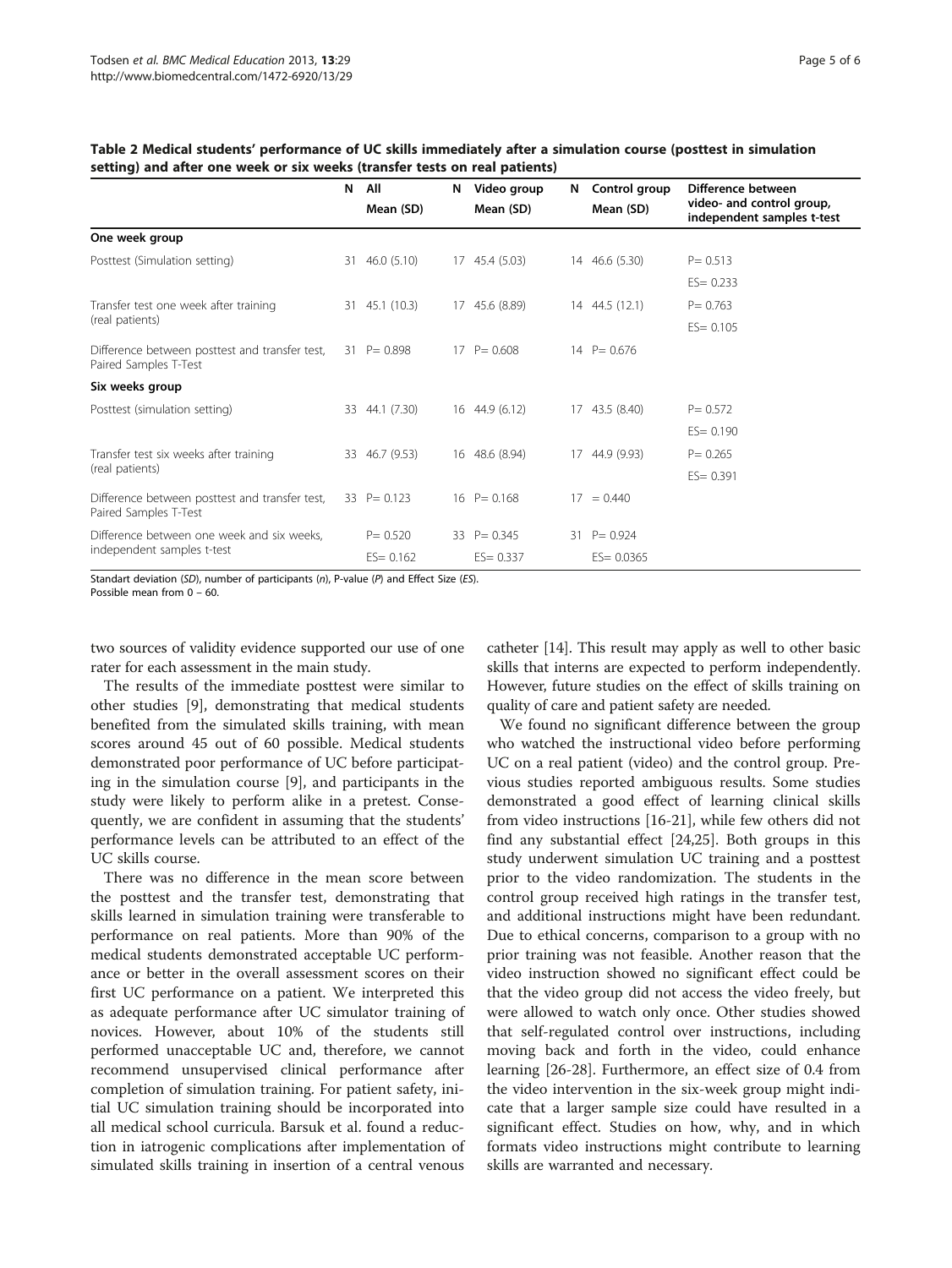**Table 2 Medical students' performance of UC skills immediately after a simulation course (posttest in simulation setting) and after one week or six weeks (transfer tests on real patients)**

| | N | All Mean (SD) | N | Video group Mean (SD) | N | Control group Mean (SD) | Difference between video- and control group, independent samples t-test |
|---|---|---|---|---|---|---|---|
| **One week group** | | | | | | | |
| Posttest (Simulation setting) | 31 | 46.0 (5.10) | 17 | 45.4 (5.03) | 14 | 46.6 (5.30) | P= 0.513 ES= 0.233 |
| Transfer test one week after training (real patients) | 31 | 45.1 (10.3) | 17 | 45.6 (8.89) | 14 | 44.5 (12.1) | P= 0.763 ES= 0.105 |
| Difference between posttest and transfer test, Paired Samples T-Test | 31 | P= 0.898 | 17 | P= 0.608 | 14 | P= 0.676 | |
| **Six weeks group** | | | | | | | |
| Posttest (simulation setting) | 33 | 44.1 (7.30) | 16 | 44.9 (6.12) | 17 | 43.5 (8.40) | P= 0.572 ES= 0.190 |
| Transfer test six weeks after training (real patients) | 33 | 46.7 (9.53) | 16 | 48.6 (8.94) | 17 | 44.9 (9.93) | P= 0.265 ES= 0.391 |
| Difference between posttest and transfer test, Paired Samples T-Test | 33 | P= 0.123 | 16 | P= 0.168 | 17 | = 0.440 | |
| Difference between one week and six weeks, independent samples t-test | | P= 0.520 ES= 0.162 | 33 | P= 0.345 ES= 0.337 | 31 | P= 0.924 ES= 0.0365 | |

Standart deviation (*SD*), number of participants (*n*), P-value (*P*) and Effect Size (*ES*).
Possible mean from 0 – 60.

two sources of validity evidence supported our use of one rater for each assessment in the main study.

The results of the immediate posttest were similar to other studies [9], demonstrating that medical students benefited from the simulated skills training, with mean scores around 45 out of 60 possible. Medical students demonstrated poor performance of UC before participating in the simulation course [9], and participants in the study were likely to perform alike in a pretest. Consequently, we are confident in assuming that the students' performance levels can be attributed to an effect of the UC skills course.

There was no difference in the mean score between the posttest and the transfer test, demonstrating that skills learned in simulation training were transferable to performance on real patients. More than 90% of the medical students demonstrated acceptable UC performance or better in the overall assessment scores on their first UC performance on a patient. We interpreted this as adequate performance after UC simulator training of novices. However, about 10% of the students still performed unacceptable UC and, therefore, we cannot recommend unsupervised clinical performance after completion of simulation training. For patient safety, initial UC simulation training should be incorporated into all medical school curricula. Barsuk et al. found a reduction in iatrogenic complications after implementation of simulated skills training in insertion of a central venous catheter [14]. This result may apply as well to other basic skills that interns are expected to perform independently. However, future studies on the effect of skills training on quality of care and patient safety are needed.

We found no significant difference between the group who watched the instructional video before performing UC on a real patient (video) and the control group. Previous studies reported ambiguous results. Some studies demonstrated a good effect of learning clinical skills from video instructions [16-21], while few others did not find any substantial effect [24,25]. Both groups in this study underwent simulation UC training and a posttest prior to the video randomization. The students in the control group received high ratings in the transfer test, and additional instructions might have been redundant. Due to ethical concerns, comparison to a group with no prior training was not feasible. Another reason that the video instruction showed no significant effect could be that the video group did not access the video freely, but were allowed to watch only once. Other studies showed that self-regulated control over instructions, including moving back and forth in the video, could enhance learning [26-28]. Furthermore, an effect size of 0.4 from the video intervention in the six-week group might indicate that a larger sample size could have resulted in a significant effect. Studies on how, why, and in which formats video instructions might contribute to learning skills are warranted and necessary.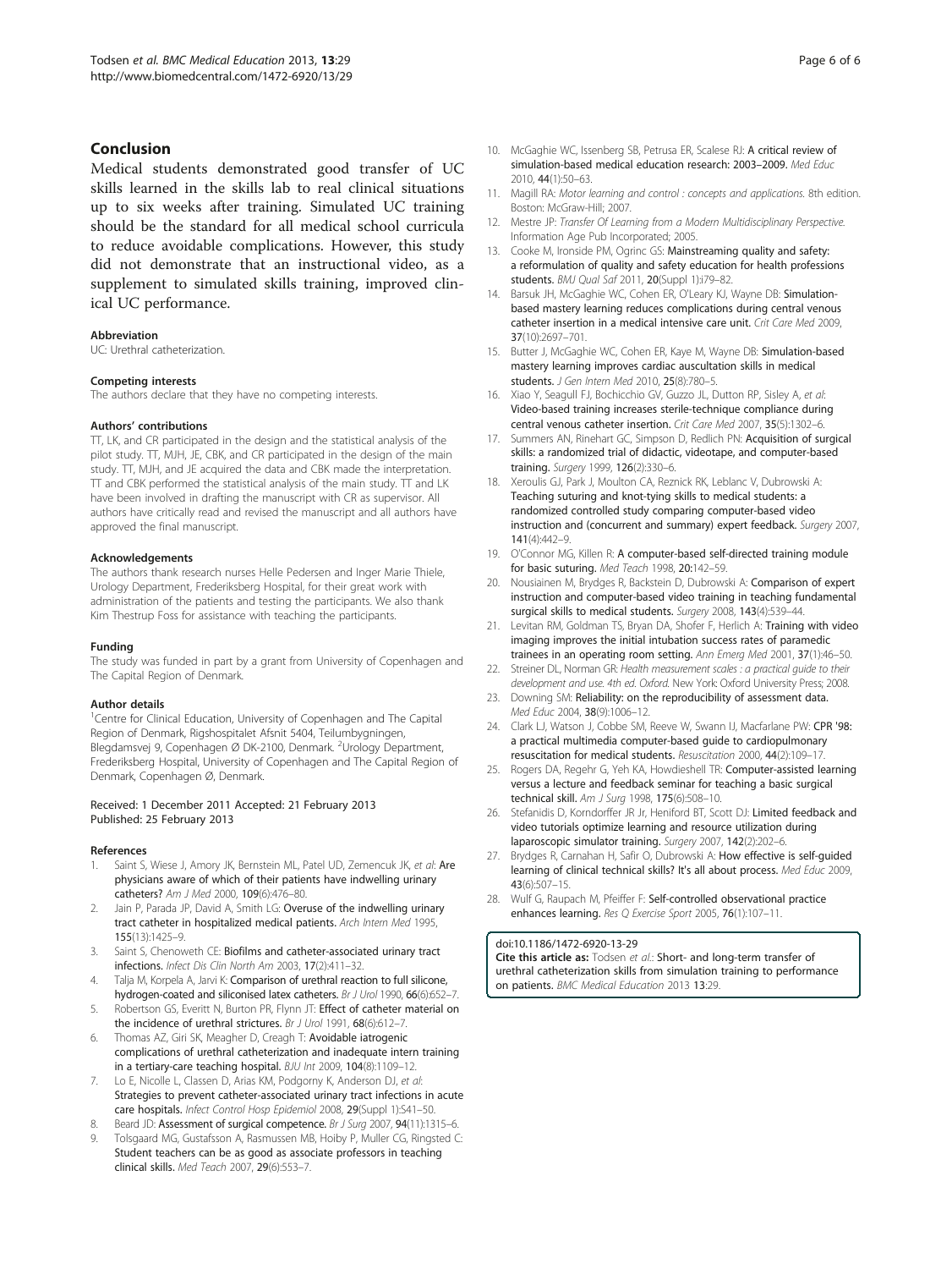## Conclusion

Medical students demonstrated good transfer of UC skills learned in the skills lab to real clinical situations up to six weeks after training. Simulated UC training should be the standard for all medical school curricula to reduce avoidable complications. However, this study did not demonstrate that an instructional video, as a supplement to simulated skills training, improved clinical UC performance.

#### Abbreviation

UC: Urethral catheterization.

#### Competing interests

The authors declare that they have no competing interests.

#### Authors' contributions

TT, LK, and CR participated in the design and the statistical analysis of the pilot study. TT, MJH, JE, CBK, and CR participated in the design of the main study. TT, MJH, and JE acquired the data and CBK made the interpretation. TT and CBK performed the statistical analysis of the main study. TT and LK have been involved in drafting the manuscript with CR as supervisor. All authors have critically read and revised the manuscript and all authors have approved the final manuscript.

#### Acknowledgements

The authors thank research nurses Helle Pedersen and Inger Marie Thiele, Urology Department, Frederiksberg Hospital, for their great work with administration of the patients and testing the participants. We also thank Kim Thestrup Foss for assistance with teaching the participants.

#### Funding

The study was funded in part by a grant from University of Copenhagen and The Capital Region of Denmark.

#### Author details

[1]Centre for Clinical Education, University of Copenhagen and The Capital Region of Denmark, Rigshospitalet Afsnit 5404, Teilumbygningen, Blegdamsvej 9, Copenhagen Ø DK-2100, Denmark. [2]Urology Department, Frederiksberg Hospital, University of Copenhagen and The Capital Region of Denmark, Copenhagen Ø, Denmark.

Received: 1 December 2011 Accepted: 21 February 2013
Published: 25 February 2013

#### References

1. Saint S, Wiese J, Amory JK, Bernstein ML, Patel UD, Zemencuk JK, *et al*: **Are physicians aware of which of their patients have indwelling urinary catheters?** *Am J Med* 2000, **109**(6):476–80.
2. Jain P, Parada JP, David A, Smith LG: **Overuse of the indwelling urinary tract catheter in hospitalized medical patients.** *Arch Intern Med* 1995, **155**(13):1425–9.
3. Saint S, Chenoweth CE: **Biofilms and catheter-associated urinary tract infections.** *Infect Dis Clin North Am* 2003, **17**(2):411–32.
4. Talja M, Korpela A, Jarvi K: **Comparison of urethral reaction to full silicone, hydrogen-coated and siliconised latex catheters.** *Br J Urol* 1990, **66**(6):652–7.
5. Robertson GS, Everitt N, Burton PR, Flynn JT: **Effect of catheter material on the incidence of urethral strictures.** *Br J Urol* 1991, **68**(6):612–7.
6. Thomas AZ, Giri SK, Meagher D, Creagh T: **Avoidable iatrogenic complications of urethral catheterization and inadequate intern training in a tertiary-care teaching hospital.** *BJU Int* 2009, **104**(8):1109–12.
7. Lo E, Nicolle L, Classen D, Arias KM, Podgorny K, Anderson DJ, *et al*: **Strategies to prevent catheter-associated urinary tract infections in acute care hospitals.** *Infect Control Hosp Epidemiol* 2008, **29**(Suppl 1):S41–50.
8. Beard JD: **Assessment of surgical competence.** *Br J Surg* 2007, **94**(11):1315–6.
9. Tolsgaard MG, Gustafsson A, Rasmussen MB, Hoiby P, Muller CG, Ringsted C: **Student teachers can be as good as associate professors in teaching clinical skills.** *Med Teach* 2007, **29**(6):553–7.
10. McGaghie WC, Issenberg SB, Petrusa ER, Scalese RJ: **A critical review of simulation-based medical education research: 2003–2009.** *Med Educ* 2010, **44**(1):50–63.
11. Magill RA: *Motor learning and control : concepts and applications.* 8th edition. Boston: McGraw-Hill; 2007.
12. Mestre JP: *Transfer Of Learning from a Modern Multidisciplinary Perspective.* Information Age Pub Incorporated; 2005.
13. Cooke M, Ironside PM, Ogrinc GS: **Mainstreaming quality and safety: a reformulation of quality and safety education for health professions students.** *BMJ Qual Saf* 2011, **20**(Suppl 1):i79–82.
14. Barsuk JH, McGaghie WC, Cohen ER, O'Leary KJ, Wayne DB: **Simulation-based mastery learning reduces complications during central venous catheter insertion in a medical intensive care unit.** *Crit Care Med* 2009, **37**(10):2697–701.
15. Butter J, McGaghie WC, Cohen ER, Kaye M, Wayne DB: **Simulation-based mastery learning improves cardiac auscultation skills in medical students.** *J Gen Intern Med* 2010, **25**(8):780–5.
16. Xiao Y, Seagull FJ, Bochicchio GV, Guzzo JL, Dutton RP, Sisley A, *et al*: **Video-based training increases sterile-technique compliance during central venous catheter insertion.** *Crit Care Med* 2007, **35**(5):1302–6.
17. Summers AN, Rinehart GC, Simpson D, Redlich PN: **Acquisition of surgical skills: a randomized trial of didactic, videotape, and computer-based training.** *Surgery* 1999, **126**(2):330–6.
18. Xeroulis GJ, Park J, Moulton CA, Reznick RK, Leblanc V, Dubrowski A: **Teaching suturing and knot-tying skills to medical students: a randomized controlled study comparing computer-based video instruction and (concurrent and summary) expert feedback.** *Surgery* 2007, **141**(4):442–9.
19. O'Connor MG, Killen R: **A computer-based self-directed training module for basic suturing.** *Med Teach* 1998, **20**:142–59.
20. Nousiainen M, Brydges R, Backstein D, Dubrowski A: **Comparison of expert instruction and computer-based video training in teaching fundamental surgical skills to medical students.** *Surgery* 2008, **143**(4):539–44.
21. Levitan RM, Goldman TS, Bryan DA, Shofer F, Herlich A: **Training with video imaging improves the initial intubation success rates of paramedic trainees in an operating room setting.** *Ann Emerg Med* 2001, **37**(1):46–50.
22. Streiner DL, Norman GR: *Health measurement scales : a practical guide to their development and use. 4th ed. Oxford.* New York: Oxford University Press; 2008.
23. Downing SM: **Reliability: on the reproducibility of assessment data.** *Med Educ* 2004, **38**(9):1006–12.
24. Clark LJ, Watson J, Cobbe SM, Reeve W, Swann IJ, Macfarlane PW: **CPR '98: a practical multimedia computer-based guide to cardiopulmonary resuscitation for medical students.** *Resuscitation* 2000, **44**(2):109–17.
25. Rogers DA, Regehr G, Yeh KA, Howdieshell TR: **Computer-assisted learning versus a lecture and feedback seminar for teaching a basic surgical technical skill.** *Am J Surg* 1998, **175**(6):508–10.
26. Stefanidis D, Korndorffer JR Jr, Heniford BT, Scott DJ: **Limited feedback and video tutorials optimize learning and resource utilization during laparoscopic simulator training.** *Surgery* 2007, **142**(2):202–6.
27. Brydges R, Carnahan H, Safir O, Dubrowski A: **How effective is self-guided learning of clinical technical skills? It's all about process.** *Med Educ* 2009, **43**(6):507–15.
28. Wulf G, Raupach M, Pfeiffer F: **Self-controlled observational practice enhances learning.** *Res Q Exercise Sport* 2005, **76**(1):107–11.

doi:10.1186/1472-6920-13-29

**Cite this article as:** Todsen *et al.*: Short- and long-term transfer of urethral catheterization skills from simulation training to performance on patients. *BMC Medical Education* 2013 **13**:29.